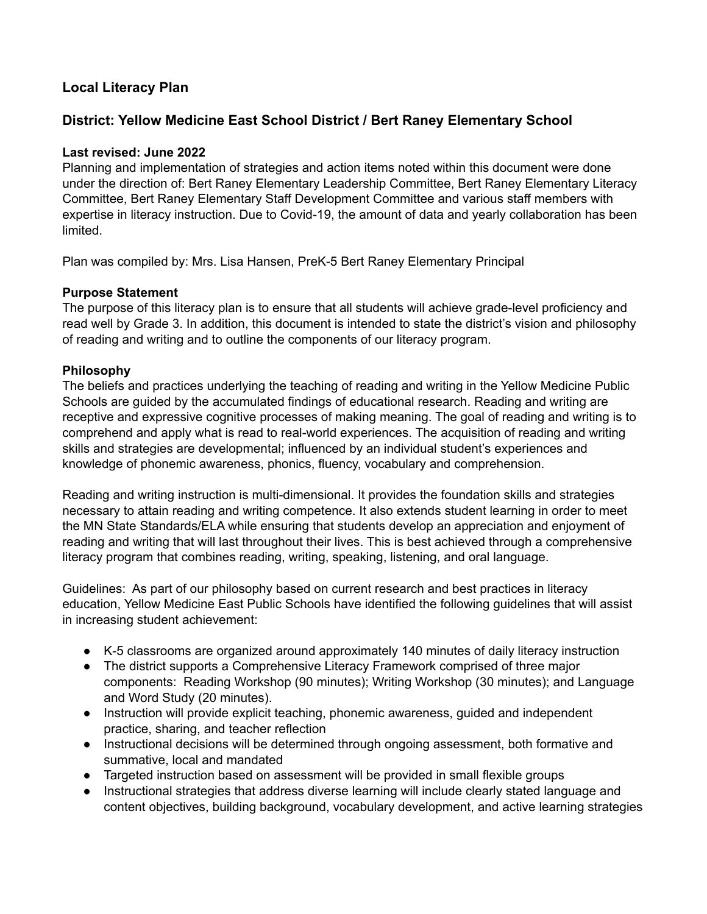## Local Literacy Plan

## District: Yellow Medicine East School District / Bert Raney Elementary School

**Last revised: June 2022**

Planning and implementation of strategies and action items noted within this document were done under the direction of: Bert Raney Elementary Leadership Committee, Bert Raney Elementary Literacy Committee, Bert Raney Elementary Staff Development Committee and various staff members with expertise in literacy instruction. Due to Covid-19, the amount of data and yearly collaboration has been limited.

Plan was compiled by: Mrs. Lisa Hansen, PreK-5 Bert Raney Elementary Principal

**Purpose Statement**

The purpose of this literacy plan is to ensure that all students will achieve grade-level proficiency and read well by Grade 3. In addition, this document is intended to state the district's vision and philosophy of reading and writing and to outline the components of our literacy program.

**Philosophy**

The beliefs and practices underlying the teaching of reading and writing in the Yellow Medicine Public Schools are guided by the accumulated findings of educational research. Reading and writing are receptive and expressive cognitive processes of making meaning. The goal of reading and writing is to comprehend and apply what is read to real-world experiences. The acquisition of reading and writing skills and strategies are developmental; influenced by an individual student's experiences and knowledge of phonemic awareness, phonics, fluency, vocabulary and comprehension.

Reading and writing instruction is multi-dimensional. It provides the foundation skills and strategies necessary to attain reading and writing competence. It also extends student learning in order to meet the MN State Standards/ELA while ensuring that students develop an appreciation and enjoyment of reading and writing that will last throughout their lives. This is best achieved through a comprehensive literacy program that combines reading, writing, speaking, listening, and oral language.

Guidelines: As part of our philosophy based on current research and best practices in literacy education, Yellow Medicine East Public Schools have identified the following guidelines that will assist in increasing student achievement:

- K-5 classrooms are organized around approximately 140 minutes of daily literacy instruction
- The district supports a Comprehensive Literacy Framework comprised of three major components: Reading Workshop (90 minutes); Writing Workshop (30 minutes); and Language and Word Study (20 minutes).
- Instruction will provide explicit teaching, phonemic awareness, guided and independent practice, sharing, and teacher reflection
- Instructional decisions will be determined through ongoing assessment, both formative and summative, local and mandated
- Targeted instruction based on assessment will be provided in small flexible groups
- Instructional strategies that address diverse learning will include clearly stated language and content objectives, building background, vocabulary development, and active learning strategies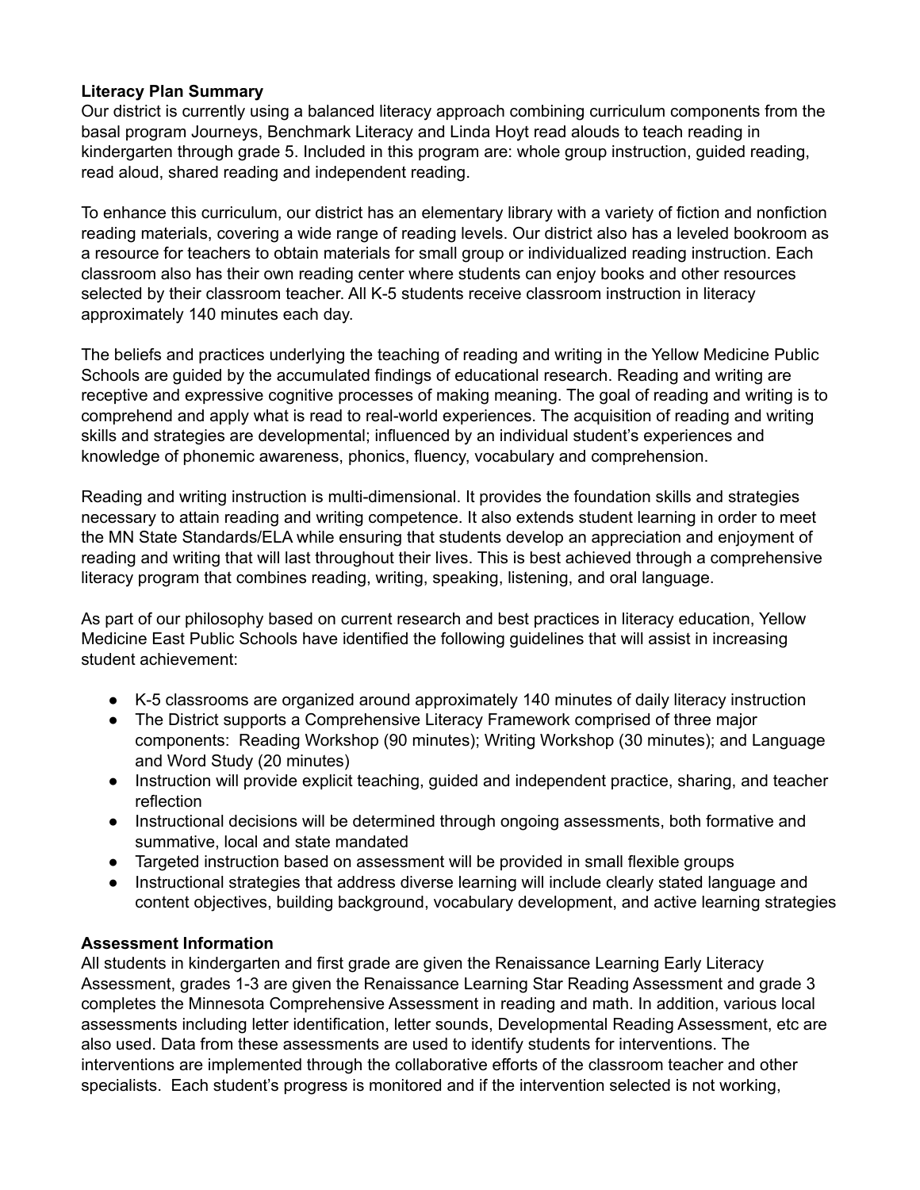**Literacy Plan Summary**
Our district is currently using a balanced literacy approach combining curriculum components from the basal program Journeys, Benchmark Literacy and Linda Hoyt read alouds to teach reading in kindergarten through grade 5. Included in this program are: whole group instruction, guided reading, read aloud, shared reading and independent reading.

To enhance this curriculum, our district has an elementary library with a variety of fiction and nonfiction reading materials, covering a wide range of reading levels. Our district also has a leveled bookroom as a resource for teachers to obtain materials for small group or individualized reading instruction. Each classroom also has their own reading center where students can enjoy books and other resources selected by their classroom teacher. All K-5 students receive classroom instruction in literacy approximately 140 minutes each day.

The beliefs and practices underlying the teaching of reading and writing in the Yellow Medicine Public Schools are guided by the accumulated findings of educational research. Reading and writing are receptive and expressive cognitive processes of making meaning. The goal of reading and writing is to comprehend and apply what is read to real-world experiences. The acquisition of reading and writing skills and strategies are developmental; influenced by an individual student's experiences and knowledge of phonemic awareness, phonics, fluency, vocabulary and comprehension.

Reading and writing instruction is multi-dimensional. It provides the foundation skills and strategies necessary to attain reading and writing competence. It also extends student learning in order to meet the MN State Standards/ELA while ensuring that students develop an appreciation and enjoyment of reading and writing that will last throughout their lives. This is best achieved through a comprehensive literacy program that combines reading, writing, speaking, listening, and oral language.

As part of our philosophy based on current research and best practices in literacy education, Yellow Medicine East Public Schools have identified the following guidelines that will assist in increasing student achievement:

- K-5 classrooms are organized around approximately 140 minutes of daily literacy instruction
- The District supports a Comprehensive Literacy Framework comprised of three major components: Reading Workshop (90 minutes); Writing Workshop (30 minutes); and Language and Word Study (20 minutes)
- Instruction will provide explicit teaching, guided and independent practice, sharing, and teacher reflection
- Instructional decisions will be determined through ongoing assessments, both formative and summative, local and state mandated
- Targeted instruction based on assessment will be provided in small flexible groups
- Instructional strategies that address diverse learning will include clearly stated language and content objectives, building background, vocabulary development, and active learning strategies

**Assessment Information**
All students in kindergarten and first grade are given the Renaissance Learning Early Literacy Assessment, grades 1-3 are given the Renaissance Learning Star Reading Assessment and grade 3 completes the Minnesota Comprehensive Assessment in reading and math. In addition, various local assessments including letter identification, letter sounds, Developmental Reading Assessment, etc are also used. Data from these assessments are used to identify students for interventions. The interventions are implemented through the collaborative efforts of the classroom teacher and other specialists. Each student's progress is monitored and if the intervention selected is not working,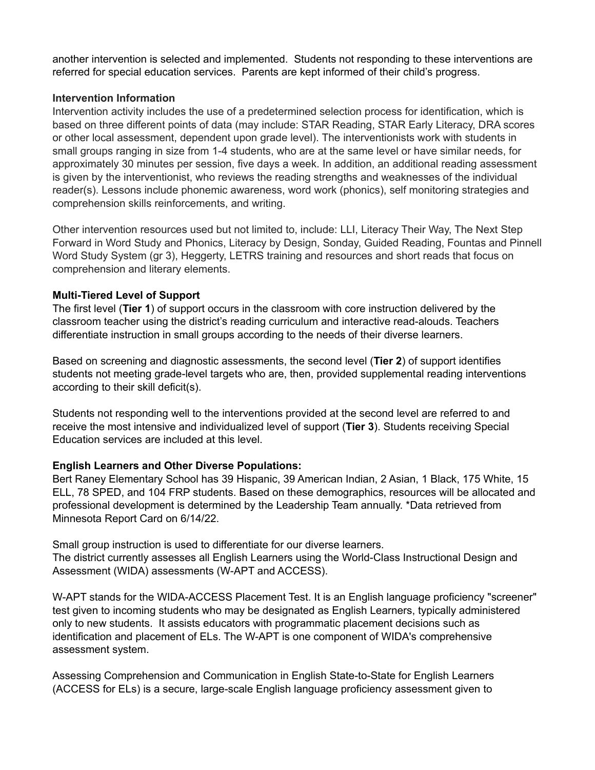another intervention is selected and implemented. Students not responding to these interventions are referred for special education services. Parents are kept informed of their child's progress.

**Intervention Information**

Intervention activity includes the use of a predetermined selection process for identification, which is based on three different points of data (may include: STAR Reading, STAR Early Literacy, DRA scores or other local assessment, dependent upon grade level). The interventionists work with students in small groups ranging in size from 1-4 students, who are at the same level or have similar needs, for approximately 30 minutes per session, five days a week. In addition, an additional reading assessment is given by the interventionist, who reviews the reading strengths and weaknesses of the individual reader(s). Lessons include phonemic awareness, word work (phonics), self monitoring strategies and comprehension skills reinforcements, and writing.

Other intervention resources used but not limited to, include: LLI, Literacy Their Way, The Next Step Forward in Word Study and Phonics, Literacy by Design, Sonday, Guided Reading, Fountas and Pinnell Word Study System (gr 3), Heggerty, LETRS training and resources and short reads that focus on comprehension and literary elements.

**Multi-Tiered Level of Support**

The first level (**Tier 1**) of support occurs in the classroom with core instruction delivered by the classroom teacher using the district's reading curriculum and interactive read-alouds. Teachers differentiate instruction in small groups according to the needs of their diverse learners.

Based on screening and diagnostic assessments, the second level (**Tier 2**) of support identifies students not meeting grade-level targets who are, then, provided supplemental reading interventions according to their skill deficit(s).

Students not responding well to the interventions provided at the second level are referred to and receive the most intensive and individualized level of support (**Tier 3**). Students receiving Special Education services are included at this level.

**English Learners and Other Diverse Populations:**

Bert Raney Elementary School has 39 Hispanic, 39 American Indian, 2 Asian, 1 Black, 175 White, 15 ELL, 78 SPED, and 104 FRP students. Based on these demographics, resources will be allocated and professional development is determined by the Leadership Team annually. *Data retrieved from Minnesota Report Card on 6/14/22.

Small group instruction is used to differentiate for our diverse learners.
The district currently assesses all English Learners using the World-Class Instructional Design and Assessment (WIDA) assessments (W-APT and ACCESS).

W-APT stands for the WIDA-ACCESS Placement Test. It is an English language proficiency "screener" test given to incoming students who may be designated as English Learners, typically administered only to new students. It assists educators with programmatic placement decisions such as identification and placement of ELs. The W-APT is one component of WIDA's comprehensive assessment system.

Assessing Comprehension and Communication in English State-to-State for English Learners (ACCESS for ELs) is a secure, large-scale English language proficiency assessment given to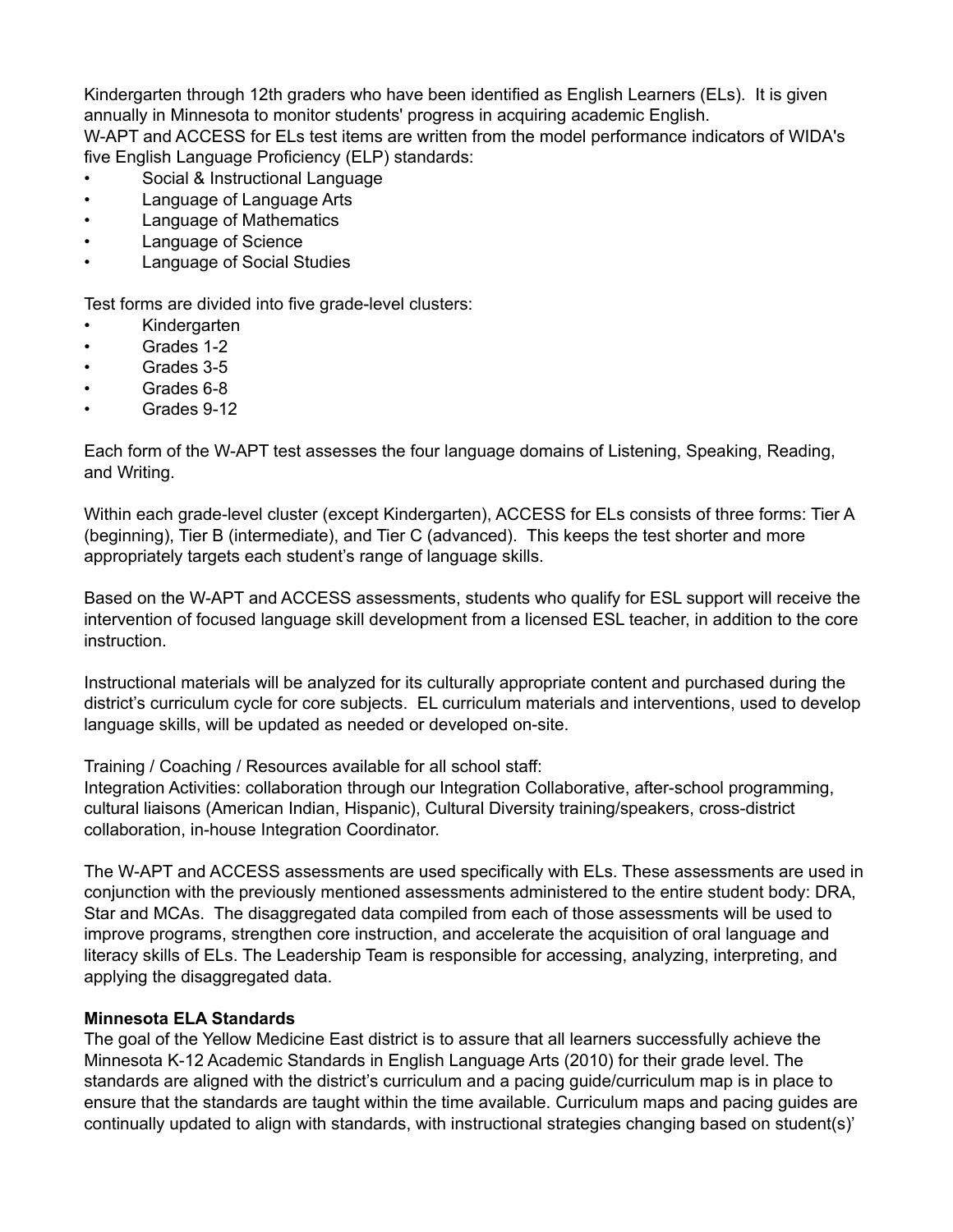Kindergarten through 12th graders who have been identified as English Learners (ELs). It is given annually in Minnesota to monitor students' progress in acquiring academic English.
W-APT and ACCESS for ELs test items are written from the model performance indicators of WIDA's five English Language Proficiency (ELP) standards:

- Social & Instructional Language
- Language of Language Arts
- Language of Mathematics
- Language of Science
- Language of Social Studies

Test forms are divided into five grade-level clusters:

- Kindergarten
- Grades 1-2
- Grades 3-5
- Grades 6-8
- Grades 9-12

Each form of the W-APT test assesses the four language domains of Listening, Speaking, Reading, and Writing.

Within each grade-level cluster (except Kindergarten), ACCESS for ELs consists of three forms: Tier A (beginning), Tier B (intermediate), and Tier C (advanced). This keeps the test shorter and more appropriately targets each student's range of language skills.

Based on the W-APT and ACCESS assessments, students who qualify for ESL support will receive the intervention of focused language skill development from a licensed ESL teacher, in addition to the core instruction.

Instructional materials will be analyzed for its culturally appropriate content and purchased during the district's curriculum cycle for core subjects. EL curriculum materials and interventions, used to develop language skills, will be updated as needed or developed on-site.

Training / Coaching / Resources available for all school staff:
Integration Activities: collaboration through our Integration Collaborative, after-school programming, cultural liaisons (American Indian, Hispanic), Cultural Diversity training/speakers, cross-district collaboration, in-house Integration Coordinator.

The W-APT and ACCESS assessments are used specifically with ELs. These assessments are used in conjunction with the previously mentioned assessments administered to the entire student body: DRA, Star and MCAs. The disaggregated data compiled from each of those assessments will be used to improve programs, strengthen core instruction, and accelerate the acquisition of oral language and literacy skills of ELs. The Leadership Team is responsible for accessing, analyzing, interpreting, and applying the disaggregated data.

**Minnesota ELA Standards**
The goal of the Yellow Medicine East district is to assure that all learners successfully achieve the Minnesota K-12 Academic Standards in English Language Arts (2010) for their grade level. The standards are aligned with the district's curriculum and a pacing guide/curriculum map is in place to ensure that the standards are taught within the time available. Curriculum maps and pacing guides are continually updated to align with standards, with instructional strategies changing based on student(s)'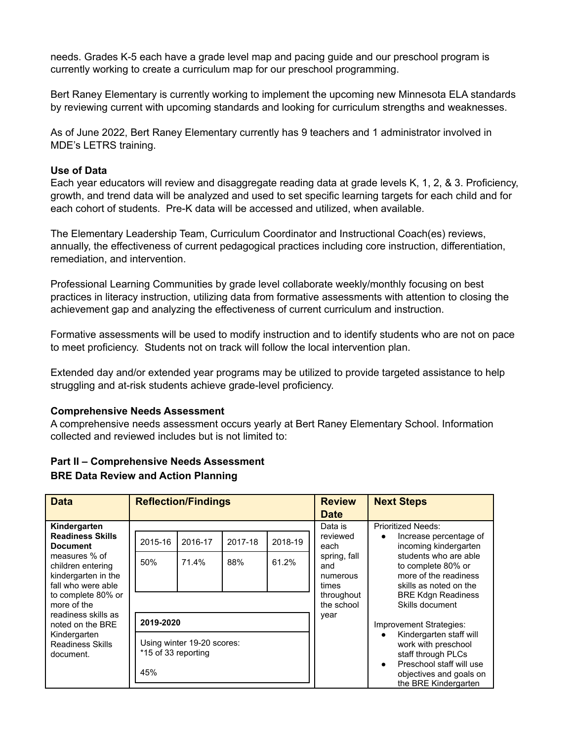needs. Grades K-5 each have a grade level map and pacing guide and our preschool program is currently working to create a curriculum map for our preschool programming.

Bert Raney Elementary is currently working to implement the upcoming new Minnesota ELA standards by reviewing current with upcoming standards and looking for curriculum strengths and weaknesses.

As of June 2022, Bert Raney Elementary currently has 9 teachers and 1 administrator involved in MDE's LETRS training.

**Use of Data**

Each year educators will review and disaggregate reading data at grade levels K, 1, 2, & 3. Proficiency, growth, and trend data will be analyzed and used to set specific learning targets for each child and for each cohort of students. Pre-K data will be accessed and utilized, when available.

The Elementary Leadership Team, Curriculum Coordinator and Instructional Coach(es) reviews, annually, the effectiveness of current pedagogical practices including core instruction, differentiation, remediation, and intervention.

Professional Learning Communities by grade level collaborate weekly/monthly focusing on best practices in literacy instruction, utilizing data from formative assessments with attention to closing the achievement gap and analyzing the effectiveness of current curriculum and instruction.

Formative assessments will be used to modify instruction and to identify students who are not on pace to meet proficiency. Students not on track will follow the local intervention plan.

Extended day and/or extended year programs may be utilized to provide targeted assistance to help struggling and at-risk students achieve grade-level proficiency.

**Comprehensive Needs Assessment**

A comprehensive needs assessment occurs yearly at Bert Raney Elementary School. Information collected and reviewed includes but is not limited to:

## Part II – Comprehensive Needs Assessment

## BRE Data Review and Action Planning

| Data | Reflection/Findings | Review Date | Next Steps |
|---|---|---|---|
| **Kindergarten Readiness Skills Document** measures % of children entering kindergarten in the fall who were able to complete 80% or more of the readiness skills as noted on the BRE Kindergarten Readiness Skills document. | 2015-16: 50%<br>2016-17: 71.4%<br>2017-18: 88%<br>2018-19: 61.2%<br><br>**2019-2020**<br>Using winter 19-20 scores:<br>*15 of 33 reporting<br>45% | Data is reviewed each spring, fall and numerous times throughout the school year | Prioritized Needs:<br>• Increase percentage of incoming kindergarten students who are able to complete 80% or more of the readiness skills as noted on the BRE Kdgn Readiness Skills document<br><br>Improvement Strategies:<br>• Kindergarten staff will work with preschool staff through PLCs<br>• Preschool staff will use objectives and goals on the BRE Kindergarten |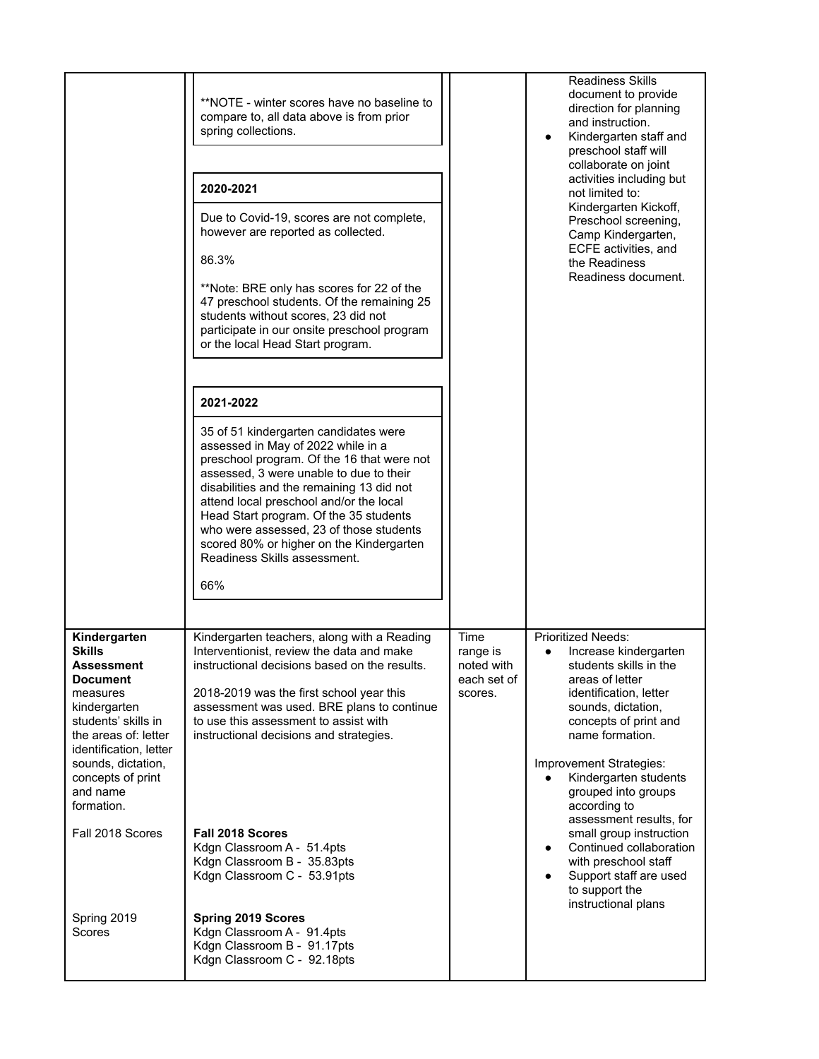| | | | |
|---|---|---|---|
| | **NOTE - winter scores have no baseline to compare to, all data above is from prior spring collections.<br><br>**2020-2021**<br><br>Due to Covid-19, scores are not complete, however are reported as collected.<br><br>86.3%<br><br>**Note: BRE only has scores for 22 of the 47 preschool students. Of the remaining 25 students without scores, 23 did not participate in our onsite preschool program or the local Head Start program.<br><br>**2021-2022**<br><br>35 of 51 kindergarten candidates were assessed in May of 2022 while in a preschool program. Of the 16 that were not assessed, 3 were unable to due to their disabilities and the remaining 13 did not attend local preschool and/or the local Head Start program. Of the 35 students who were assessed, 23 of those students scored 80% or higher on the Kindergarten Readiness Skills assessment.<br><br>66% | | Readiness Skills document to provide direction for planning and instruction.<br>● Kindergarten staff and preschool staff will collaborate on joint activities including but not limited to: Kindergarten Kickoff, Preschool screening, Camp Kindergarten, ECFE activities, and the Readiness Readiness document. |
| **Kindergarten Skills Assessment Document** measures kindergarten students' skills in the areas of: letter identification, letter sounds, dictation, concepts of print and name formation.<br><br>Fall 2018 Scores<br><br>Spring 2019 Scores | Kindergarten teachers, along with a Reading Interventionist, review the data and make instructional decisions based on the results.<br><br>2018-2019 was the first school year this assessment was used. BRE plans to continue to use this assessment to assist with instructional decisions and strategies.<br><br>**Fall 2018 Scores**<br>Kdgn Classroom A - 51.4pts<br>Kdgn Classroom B - 35.83pts<br>Kdgn Classroom C - 53.91pts<br><br>**Spring 2019 Scores**<br>Kdgn Classroom A - 91.4pts<br>Kdgn Classroom B - 91.17pts<br>Kdgn Classroom C - 92.18pts | Time range is noted with each set of scores. | Prioritized Needs:<br>● Increase kindergarten students skills in the areas of letter identification, letter sounds, dictation, concepts of print and name formation.<br><br>Improvement Strategies:<br>● Kindergarten students grouped into groups according to assessment results, for small group instruction<br>● Continued collaboration with preschool staff<br>● Support staff are used to support the instructional plans |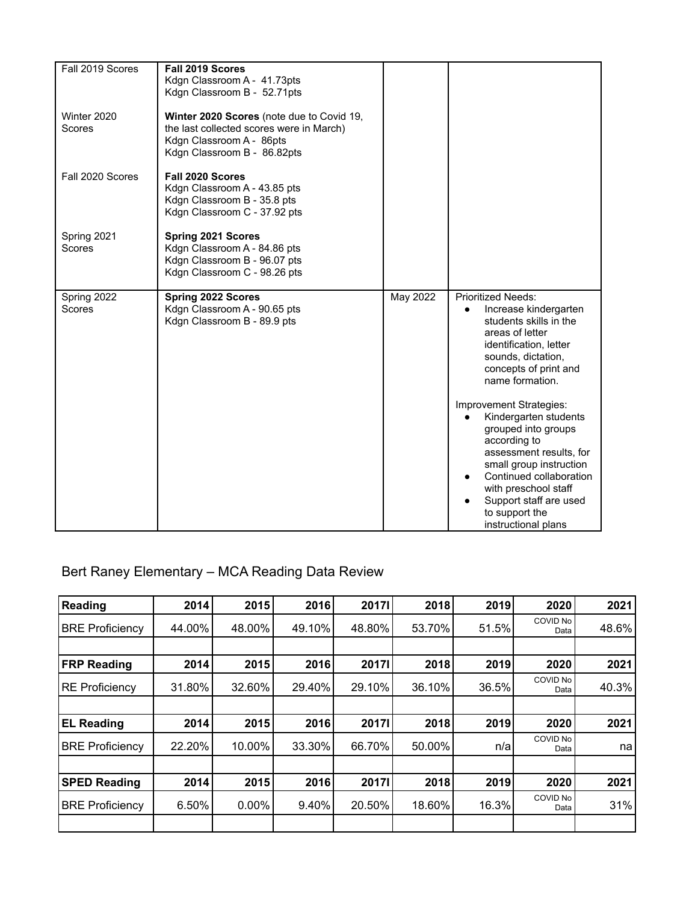| | | | |
|---|---|---|---|
| Fall 2019 Scores<br><br>Winter 2020 Scores<br><br>Fall 2020 Scores<br><br>Spring 2021 Scores | **Fall 2019 Scores**<br>Kdgn Classroom A - 41.73pts<br>Kdgn Classroom B - 52.71pts<br><br>**Winter 2020 Scores** (note due to Covid 19, the last collected scores were in March)<br>Kdgn Classroom A - 86pts<br>Kdgn Classroom B - 86.82pts<br><br>**Fall 2020 Scores**<br>Kdgn Classroom A - 43.85 pts<br>Kdgn Classroom B - 35.8 pts<br>Kdgn Classroom C - 37.92 pts<br><br>**Spring 2021 Scores**<br>Kdgn Classroom A - 84.86 pts<br>Kdgn Classroom B - 96.07 pts<br>Kdgn Classroom C - 98.26 pts | | |
| Spring 2022 Scores | **Spring 2022 Scores**<br>Kdgn Classroom A - 90.65 pts<br>Kdgn Classroom B - 89.9 pts | May 2022 | Prioritized Needs:<br>● Increase kindergarten students skills in the areas of letter identification, letter sounds, dictation, concepts of print and name formation.<br><br>Improvement Strategies:<br>● Kindergarten students grouped into groups according to assessment results, for small group instruction<br>● Continued collaboration with preschool staff<br>● Support staff are used to support the instructional plans |

## Bert Raney Elementary – MCA Reading Data Review

| **Reading** | **2014** | **2015** | **2016** | **2017I** | **2018** | **2019** | **2020** | **2021** |
|---|---|---|---|---|---|---|---|---|
| BRE Proficiency | 44.00% | 48.00% | 49.10% | 48.80% | 53.70% | 51.5% | COVID No Data | 48.6% |
| | | | | | | | | |
| **FRP Reading** | **2014** | **2015** | **2016** | **2017I** | **2018** | **2019** | **2020** | **2021** |
| RE Proficiency | 31.80% | 32.60% | 29.40% | 29.10% | 36.10% | 36.5% | COVID No Data | 40.3% |
| | | | | | | | | |
| **EL Reading** | **2014** | **2015** | **2016** | **2017I** | **2018** | **2019** | **2020** | **2021** |
| BRE Proficiency | 22.20% | 10.00% | 33.30% | 66.70% | 50.00% | n/a | COVID No Data | na |
| | | | | | | | | |
| **SPED Reading** | **2014** | **2015** | **2016** | **2017I** | **2018** | **2019** | **2020** | **2021** |
| BRE Proficiency | 6.50% | 0.00% | 9.40% | 20.50% | 18.60% | 16.3% | COVID No Data | 31% |
| | | | | | | | | |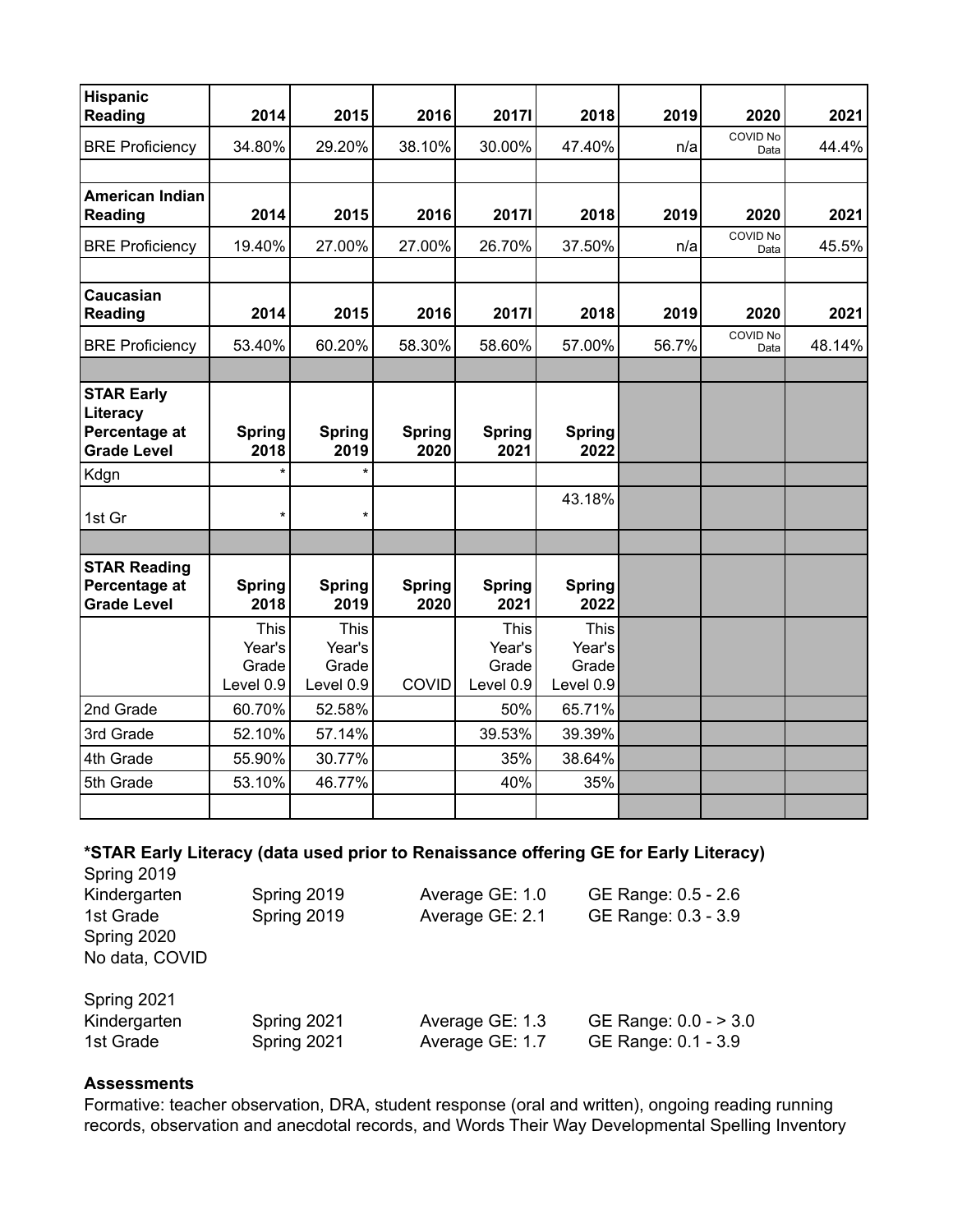| Hispanic Reading | 2014 | 2015 | 2016 | 2017l | 2018 | 2019 | 2020 | 2021 |
|---|---|---|---|---|---|---|---|---|
| BRE Proficiency | 34.80% | 29.20% | 38.10% | 30.00% | 47.40% | n/a | COVID No Data | 44.4% |
| | | | | | | | | |
| **American Indian Reading** | **2014** | **2015** | **2016** | **2017l** | **2018** | **2019** | **2020** | **2021** |
| BRE Proficiency | 19.40% | 27.00% | 27.00% | 26.70% | 37.50% | n/a | COVID No Data | 45.5% |
| | | | | | | | | |
| **Caucasian Reading** | **2014** | **2015** | **2016** | **2017l** | **2018** | **2019** | **2020** | **2021** |
| BRE Proficiency | 53.40% | 60.20% | 58.30% | 58.60% | 57.00% | 56.7% | COVID No Data | 48.14% |
| | | | | | | | | |
| **STAR Early Literacy Percentage at Grade Level** | **Spring 2018** | **Spring 2019** | **Spring 2020** | **Spring 2021** | **Spring 2022** | | | |
| Kdgn | * | * | | | | | | |
| 1st Gr | * | * | | | 43.18% | | | |
| | | | | | | | | |
| **STAR Reading Percentage at Grade Level** | **Spring 2018** | **Spring 2019** | **Spring 2020** | **Spring 2021** | **Spring 2022** | | | |
| | This Year's Grade Level 0.9 | This Year's Grade Level 0.9 | COVID | This Year's Grade Level 0.9 | This Year's Grade Level 0.9 | | | |
| 2nd Grade | 60.70% | 52.58% | | 50% | 65.71% | | | |
| 3rd Grade | 52.10% | 57.14% | | 39.53% | 39.39% | | | |
| 4th Grade | 55.90% | 30.77% | | 35% | 38.64% | | | |
| 5th Grade | 53.10% | 46.77% | | 40% | 35% | | | |
| | | | | | | | | |

**\*STAR Early Literacy (data used prior to Renaissance offering GE for Early Literacy)**

Spring 2019

| | | | |
|---|---|---|---|
| Kindergarten | Spring 2019 | Average GE: 1.0 | GE Range: 0.5 - 2.6 |
| 1st Grade | Spring 2019 | Average GE: 2.1 | GE Range: 0.3 - 3.9 |

Spring 2020
No data, COVID

Spring 2021

| | | | |
|---|---|---|---|
| Kindergarten | Spring 2021 | Average GE: 1.3 | GE Range: 0.0 - > 3.0 |
| 1st Grade | Spring 2021 | Average GE: 1.7 | GE Range: 0.1 - 3.9 |

**Assessments**

Formative: teacher observation, DRA, student response (oral and written), ongoing reading running records, observation and anecdotal records, and Words Their Way Developmental Spelling Inventory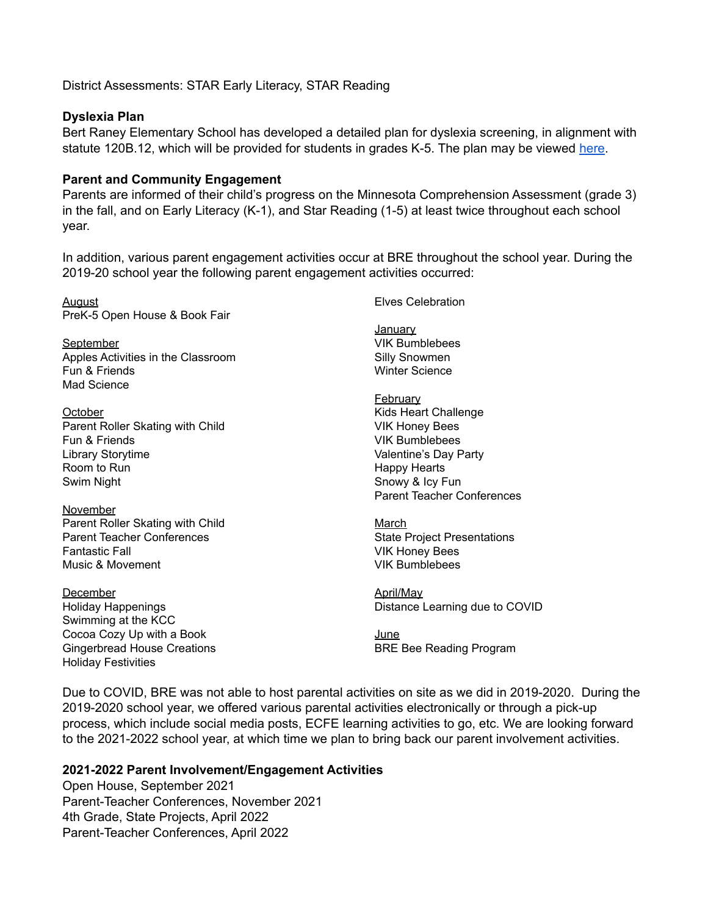District Assessments: STAR Early Literacy, STAR Reading

**Dyslexia Plan**

Bert Raney Elementary School has developed a detailed plan for dyslexia screening, in alignment with statute 120B.12, which will be provided for students in grades K-5. The plan may be viewed [here](here).

**Parent and Community Engagement**

Parents are informed of their child's progress on the Minnesota Comprehension Assessment (grade 3) in the fall, and on Early Literacy (K-1), and Star Reading (1-5) at least twice throughout each school year.

In addition, various parent engagement activities occur at BRE throughout the school year. During the 2019-20 school year the following parent engagement activities occurred:

August
PreK-5 Open House & Book Fair

September
Apples Activities in the Classroom
Fun & Friends
Mad Science

October
Parent Roller Skating with Child
Fun & Friends
Library Storytime
Room to Run
Swim Night

November
Parent Roller Skating with Child
Parent Teacher Conferences
Fantastic Fall
Music & Movement

December
Holiday Happenings
Swimming at the KCC
Cocoa Cozy Up with a Book
Gingerbread House Creations
Holiday Festivities
Elves Celebration

January
VIK Bumblebees
Silly Snowmen
Winter Science

February
Kids Heart Challenge
VIK Honey Bees
VIK Bumblebees
Valentine's Day Party
Happy Hearts
Snowy & Icy Fun
Parent Teacher Conferences

March
State Project Presentations
VIK Honey Bees
VIK Bumblebees

April/May
Distance Learning due to COVID

June
BRE Bee Reading Program

Due to COVID, BRE was not able to host parental activities on site as we did in 2019-2020. During the 2019-2020 school year, we offered various parental activities electronically or through a pick-up process, which include social media posts, ECFE learning activities to go, etc. We are looking forward to the 2021-2022 school year, at which time we plan to bring back our parent involvement activities.

**2021-2022 Parent Involvement/Engagement Activities**

Open House, September 2021
Parent-Teacher Conferences, November 2021
4th Grade, State Projects, April 2022
Parent-Teacher Conferences, April 2022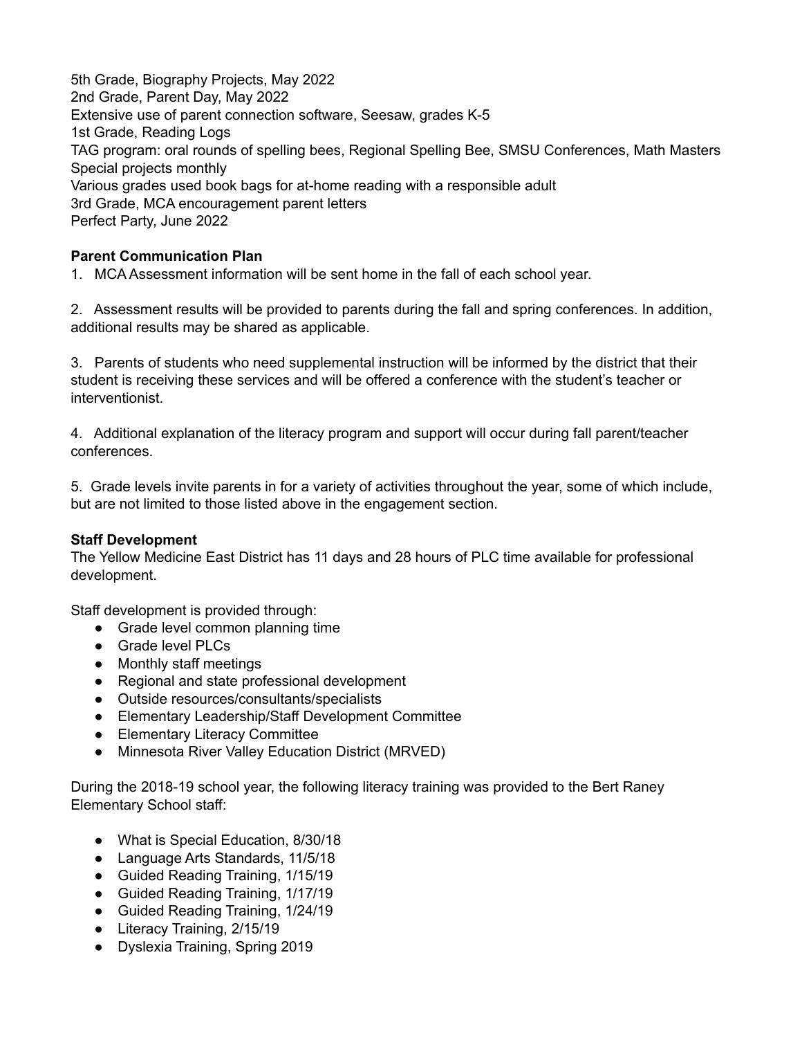5th Grade, Biography Projects, May 2022
2nd Grade, Parent Day, May 2022
Extensive use of parent connection software, Seesaw, grades K-5
1st Grade, Reading Logs
TAG program: oral rounds of spelling bees, Regional Spelling Bee, SMSU Conferences, Math Masters
Special projects monthly
Various grades used book bags for at-home reading with a responsible adult
3rd Grade, MCA encouragement parent letters
Perfect Party, June 2022

**Parent Communication Plan**

1. MCA Assessment information will be sent home in the fall of each school year.

2. Assessment results will be provided to parents during the fall and spring conferences. In addition, additional results may be shared as applicable.

3. Parents of students who need supplemental instruction will be informed by the district that their student is receiving these services and will be offered a conference with the student's teacher or interventionist.

4. Additional explanation of the literacy program and support will occur during fall parent/teacher conferences.

5. Grade levels invite parents in for a variety of activities throughout the year, some of which include, but are not limited to those listed above in the engagement section.

**Staff Development**

The Yellow Medicine East District has 11 days and 28 hours of PLC time available for professional development.

Staff development is provided through:

- Grade level common planning time
- Grade level PLCs
- Monthly staff meetings
- Regional and state professional development
- Outside resources/consultants/specialists
- Elementary Leadership/Staff Development Committee
- Elementary Literacy Committee
- Minnesota River Valley Education District (MRVED)

During the 2018-19 school year, the following literacy training was provided to the Bert Raney Elementary School staff:

- What is Special Education, 8/30/18
- Language Arts Standards, 11/5/18
- Guided Reading Training, 1/15/19
- Guided Reading Training, 1/17/19
- Guided Reading Training, 1/24/19
- Literacy Training, 2/15/19
- Dyslexia Training, Spring 2019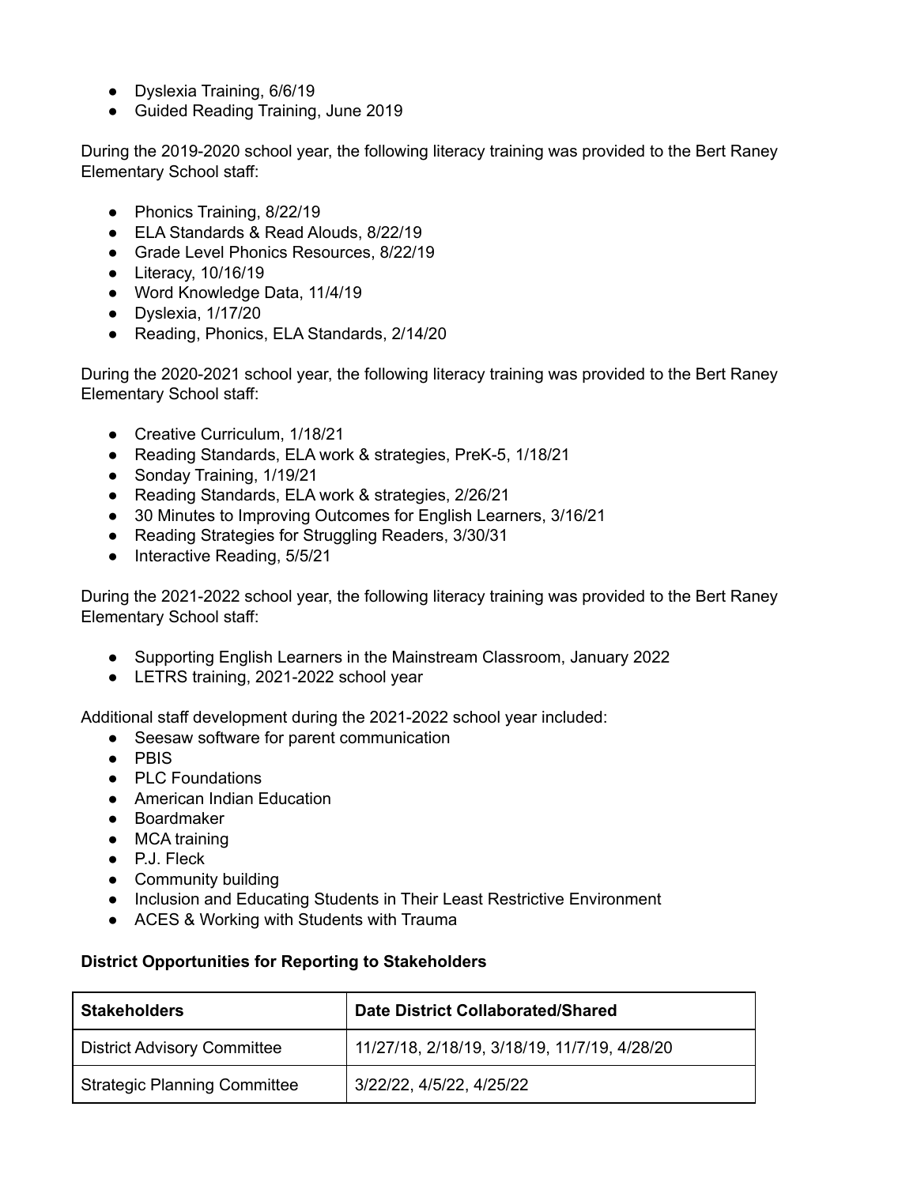- Dyslexia Training, 6/6/19
- Guided Reading Training, June 2019

During the 2019-2020 school year, the following literacy training was provided to the Bert Raney Elementary School staff:

- Phonics Training, 8/22/19
- ELA Standards & Read Alouds, 8/22/19
- Grade Level Phonics Resources, 8/22/19
- Literacy, 10/16/19
- Word Knowledge Data, 11/4/19
- Dyslexia, 1/17/20
- Reading, Phonics, ELA Standards, 2/14/20

During the 2020-2021 school year, the following literacy training was provided to the Bert Raney Elementary School staff:

- Creative Curriculum, 1/18/21
- Reading Standards, ELA work & strategies, PreK-5, 1/18/21
- Sonday Training, 1/19/21
- Reading Standards, ELA work & strategies, 2/26/21
- 30 Minutes to Improving Outcomes for English Learners, 3/16/21
- Reading Strategies for Struggling Readers, 3/30/31
- Interactive Reading, 5/5/21

During the 2021-2022 school year, the following literacy training was provided to the Bert Raney Elementary School staff:

- Supporting English Learners in the Mainstream Classroom, January 2022
- LETRS training, 2021-2022 school year

Additional staff development during the 2021-2022 school year included:

- Seesaw software for parent communication
- PBIS
- PLC Foundations
- American Indian Education
- Boardmaker
- MCA training
- P.J. Fleck
- Community building
- Inclusion and Educating Students in Their Least Restrictive Environment
- ACES & Working with Students with Trauma

**District Opportunities for Reporting to Stakeholders**

| Stakeholders | Date District Collaborated/Shared |
|---|---|
| District Advisory Committee | 11/27/18, 2/18/19, 3/18/19, 11/7/19, 4/28/20 |
| Strategic Planning Committee | 3/22/22, 4/5/22, 4/25/22 |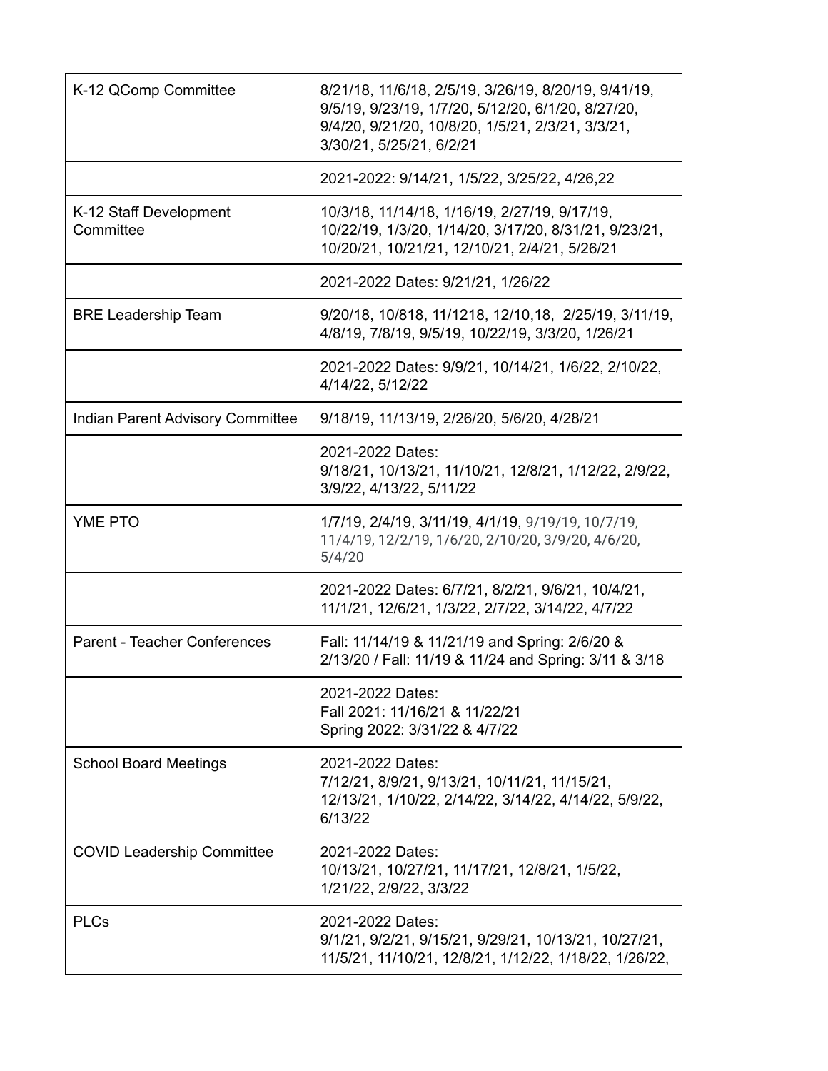| | |
|---|---|
| K-12 QComp Committee | 8/21/18, 11/6/18, 2/5/19, 3/26/19, 8/20/19, 9/41/19, 9/5/19, 9/23/19, 1/7/20, 5/12/20, 6/1/20, 8/27/20, 9/4/20, 9/21/20, 10/8/20, 1/5/21, 2/3/21, 3/3/21, 3/30/21, 5/25/21, 6/2/21 |
| | 2021-2022: 9/14/21, 1/5/22, 3/25/22, 4/26,22 |
| K-12 Staff Development Committee | 10/3/18, 11/14/18, 1/16/19, 2/27/19, 9/17/19, 10/22/19, 1/3/20, 1/14/20, 3/17/20, 8/31/21, 9/23/21, 10/20/21, 10/21/21, 12/10/21, 2/4/21, 5/26/21 |
| | 2021-2022 Dates: 9/21/21, 1/26/22 |
| BRE Leadership Team | 9/20/18, 10/818, 11/1218, 12/10,18, 2/25/19, 3/11/19, 4/8/19, 7/8/19, 9/5/19, 10/22/19, 3/3/20, 1/26/21 |
| | 2021-2022 Dates: 9/9/21, 10/14/21, 1/6/22, 2/10/22, 4/14/22, 5/12/22 |
| Indian Parent Advisory Committee | 9/18/19, 11/13/19, 2/26/20, 5/6/20, 4/28/21 |
| | 2021-2022 Dates:<br>9/18/21, 10/13/21, 11/10/21, 12/8/21, 1/12/22, 2/9/22, 3/9/22, 4/13/22, 5/11/22 |
| YME PTO | 1/7/19, 2/4/19, 3/11/19, 4/1/19, 9/19/19, 10/7/19, 11/4/19, 12/2/19, 1/6/20, 2/10/20, 3/9/20, 4/6/20, 5/4/20 |
| | 2021-2022 Dates: 6/7/21, 8/2/21, 9/6/21, 10/4/21, 11/1/21, 12/6/21, 1/3/22, 2/7/22, 3/14/22, 4/7/22 |
| Parent - Teacher Conferences | Fall: 11/14/19 & 11/21/19 and Spring: 2/6/20 & 2/13/20 / Fall: 11/19 & 11/24 and Spring: 3/11 & 3/18 |
| | 2021-2022 Dates:<br>Fall 2021: 11/16/21 & 11/22/21<br>Spring 2022: 3/31/22 & 4/7/22 |
| School Board Meetings | 2021-2022 Dates:<br>7/12/21, 8/9/21, 9/13/21, 10/11/21, 11/15/21, 12/13/21, 1/10/22, 2/14/22, 3/14/22, 4/14/22, 5/9/22, 6/13/22 |
| COVID Leadership Committee | 2021-2022 Dates:<br>10/13/21, 10/27/21, 11/17/21, 12/8/21, 1/5/22, 1/21/22, 2/9/22, 3/3/22 |
| PLCs | 2021-2022 Dates:<br>9/1/21, 9/2/21, 9/15/21, 9/29/21, 10/13/21, 10/27/21, 11/5/21, 11/10/21, 12/8/21, 1/12/22, 1/18/22, 1/26/22, |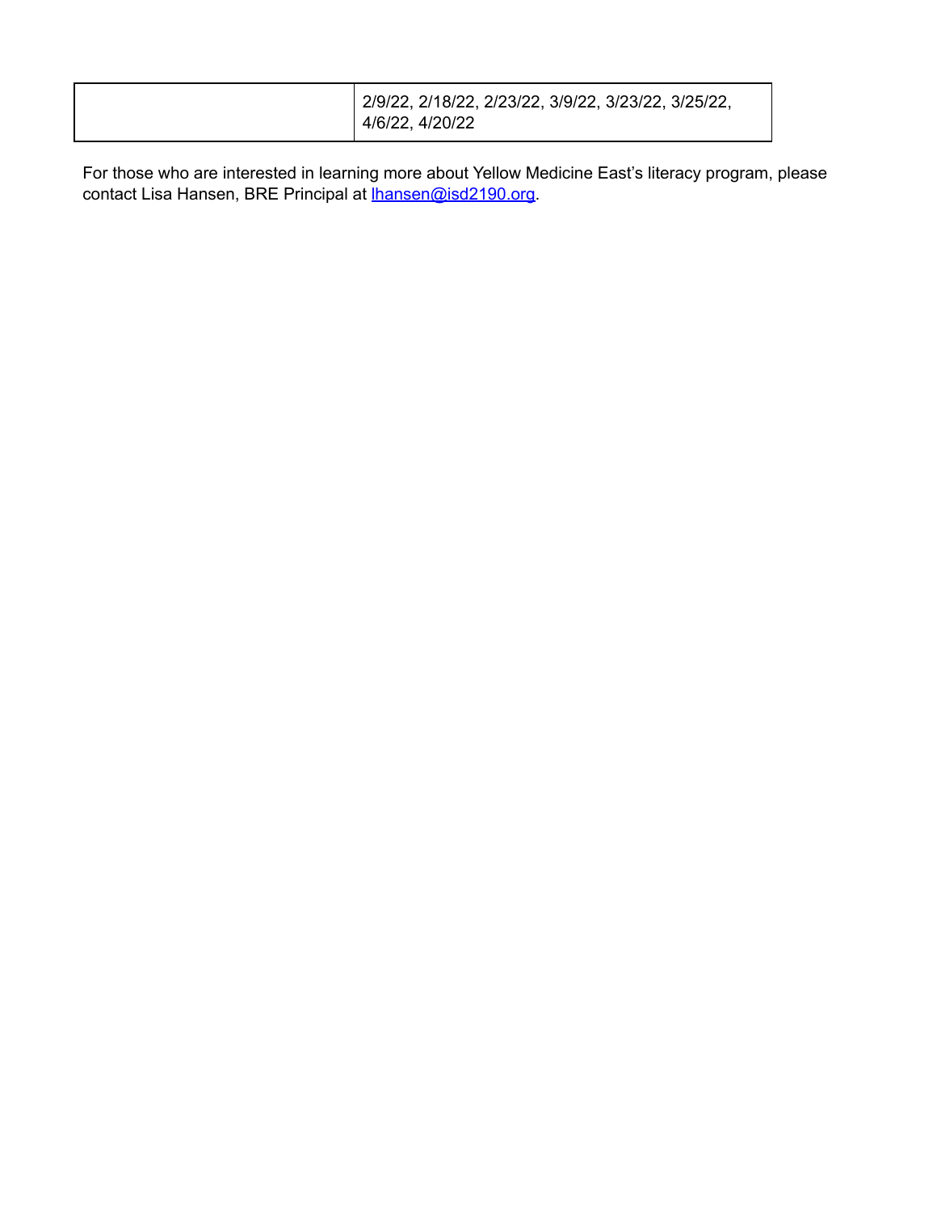| | |
|---|---|
| | 2/9/22, 2/18/22, 2/23/22, 3/9/22, 3/23/22, 3/25/22, 4/6/22, 4/20/22 |

For those who are interested in learning more about Yellow Medicine East's literacy program, please contact Lisa Hansen, BRE Principal at lhansen@isd2190.org.